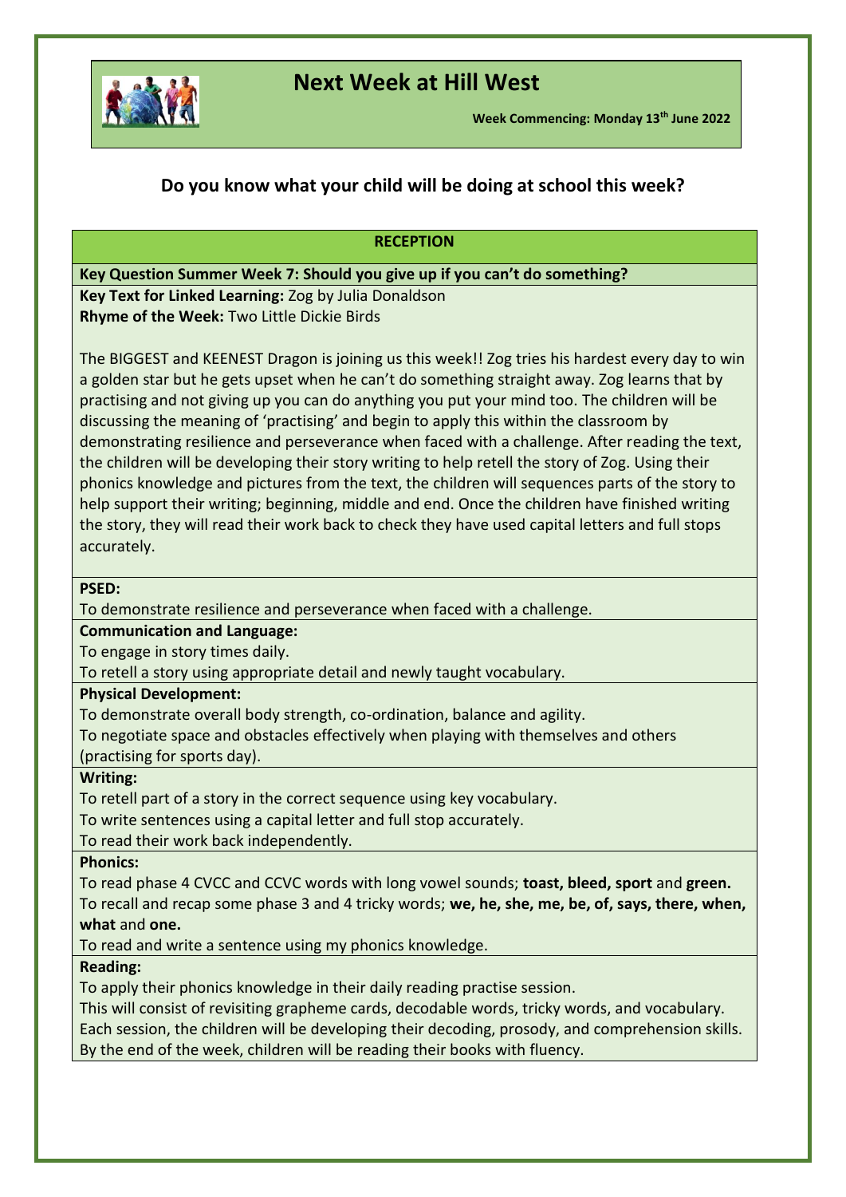# Next Week at Hill West

**Week Commencing: Monday 13th June 2022**

## Do you know what your child will be doing at school this week?

### RECEPTION

**Key Question Summer Week 7: Should you give up if you can't do something?**

**Key Text for Linked Learning:** Zog by Julia Donaldson
**Rhyme of the Week:** Two Little Dickie Birds

The BIGGEST and KEENEST Dragon is joining us this week!! Zog tries his hardest every day to win a golden star but he gets upset when he can't do something straight away. Zog learns that by practising and not giving up you can do anything you put your mind too. The children will be discussing the meaning of 'practising' and begin to apply this within the classroom by demonstrating resilience and perseverance when faced with a challenge. After reading the text, the children will be developing their story writing to help retell the story of Zog. Using their phonics knowledge and pictures from the text, the children will sequences parts of the story to help support their writing; beginning, middle and end. Once the children have finished writing the story, they will read their work back to check they have used capital letters and full stops accurately.

**PSED:**
To demonstrate resilience and perseverance when faced with a challenge.

**Communication and Language:**
To engage in story times daily.
To retell a story using appropriate detail and newly taught vocabulary.

**Physical Development:**
To demonstrate overall body strength, co-ordination, balance and agility.
To negotiate space and obstacles effectively when playing with themselves and others (practising for sports day).

**Writing:**
To retell part of a story in the correct sequence using key vocabulary.
To write sentences using a capital letter and full stop accurately.
To read their work back independently.

**Phonics:**
To read phase 4 CVCC and CCVC words with long vowel sounds; **toast, bleed, sport** and **green.**
To recall and recap some phase 3 and 4 tricky words; **we, he, she, me, be, of, says, there, when, what** and **one.**
To read and write a sentence using my phonics knowledge.

**Reading:**
To apply their phonics knowledge in their daily reading practise session.
This will consist of revisiting grapheme cards, decodable words, tricky words, and vocabulary. Each session, the children will be developing their decoding, prosody, and comprehension skills. By the end of the week, children will be reading their books with fluency.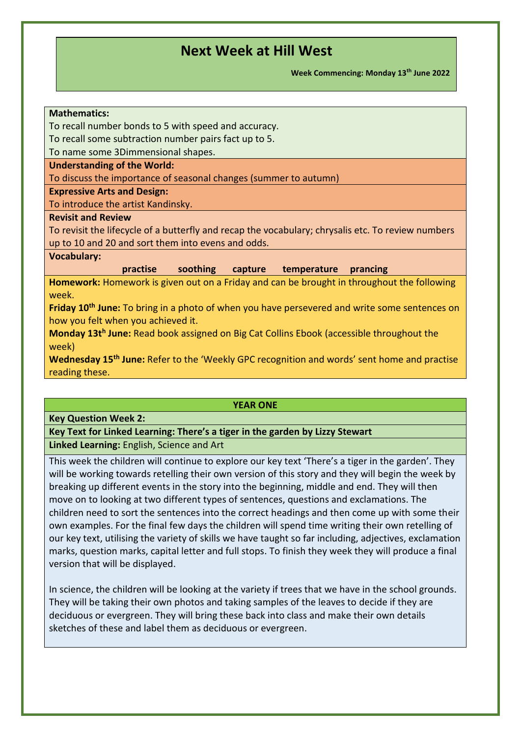# Next Week at Hill West

**Week Commencing: Monday 13th June 2022**

**Mathematics:**

To recall number bonds to 5 with speed and accuracy.

To recall some subtraction number pairs fact up to 5.

To name some 3Dimmensional shapes.

**Understanding of the World:**

To discuss the importance of seasonal changes (summer to autumn)

**Expressive Arts and Design:**

To introduce the artist Kandinsky.

**Revisit and Review**

To revisit the lifecycle of a butterfly and recap the vocabulary; chrysalis etc. To review numbers up to 10 and 20 and sort them into evens and odds.

**Vocabulary:**

**practise soothing capture temperature prancing**

**Homework:** Homework is given out on a Friday and can be brought in throughout the following week.

**Friday 10th June:** To bring in a photo of when you have persevered and write some sentences on how you felt when you achieved it.

**Monday 13th June:** Read book assigned on Big Cat Collins Ebook (accessible throughout the week)

**Wednesday 15th June:** Refer to the 'Weekly GPC recognition and words' sent home and practise reading these.

## YEAR ONE

**Key Question Week 2:**

**Key Text for Linked Learning: There's a tiger in the garden by Lizzy Stewart**

**Linked Learning:** English, Science and Art

This week the children will continue to explore our key text 'There's a tiger in the garden'. They will be working towards retelling their own version of this story and they will begin the week by breaking up different events in the story into the beginning, middle and end. They will then move on to looking at two different types of sentences, questions and exclamations. The children need to sort the sentences into the correct headings and then come up with some their own examples. For the final few days the children will spend time writing their own retelling of our key text, utilising the variety of skills we have taught so far including, adjectives, exclamation marks, question marks, capital letter and full stops. To finish they week they will produce a final version that will be displayed.

In science, the children will be looking at the variety if trees that we have in the school grounds. They will be taking their own photos and taking samples of the leaves to decide if they are deciduous or evergreen. They will bring these back into class and make their own details sketches of these and label them as deciduous or evergreen.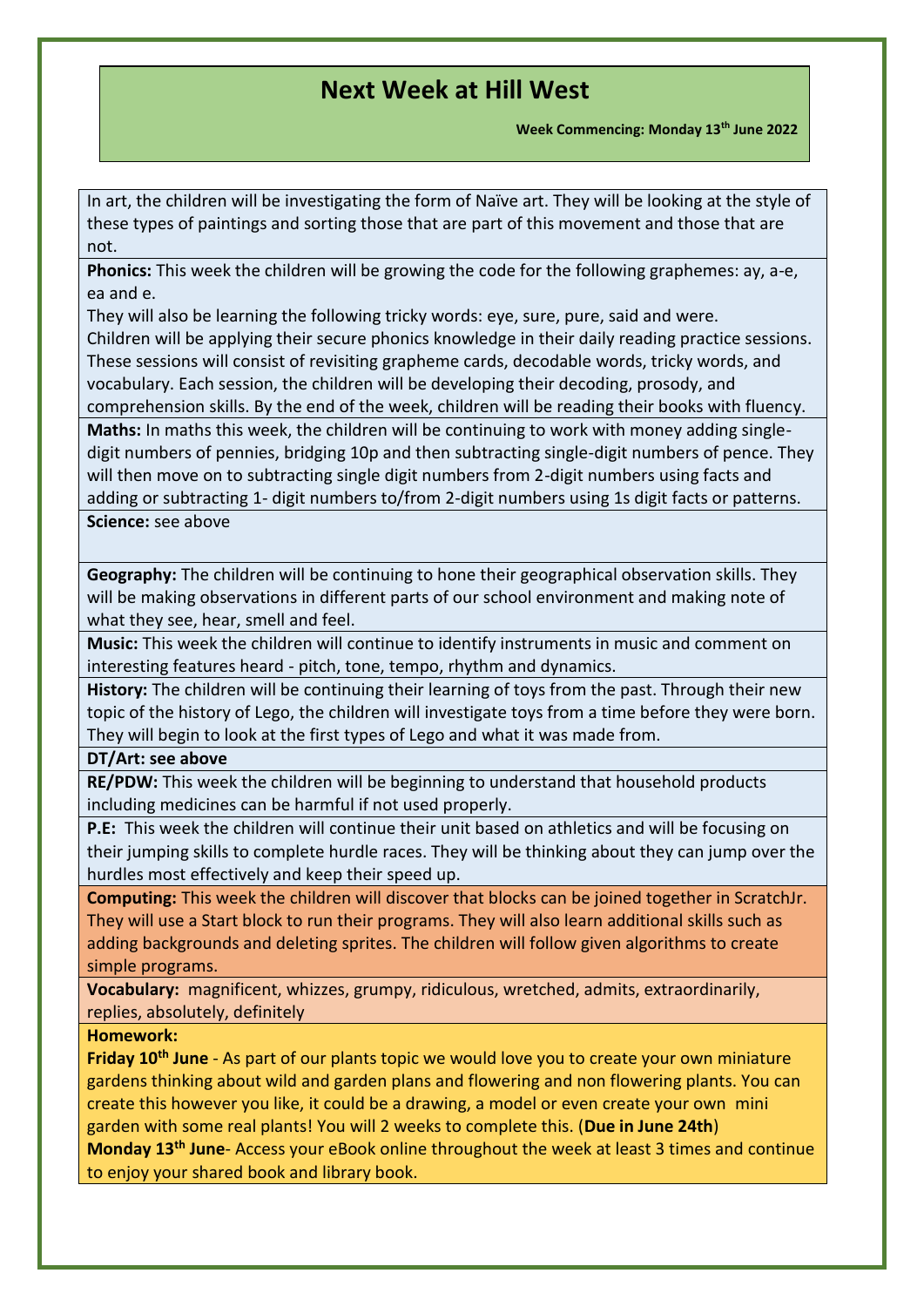# Next Week at Hill West

**Week Commencing: Monday 13th June 2022**

In art, the children will be investigating the form of Naïve art. They will be looking at the style of these types of paintings and sorting those that are part of this movement and those that are not.

**Phonics:** This week the children will be growing the code for the following graphemes: ay, a-e, ea and e.
They will also be learning the following tricky words: eye, sure, pure, said and were.
Children will be applying their secure phonics knowledge in their daily reading practice sessions. These sessions will consist of revisiting grapheme cards, decodable words, tricky words, and vocabulary. Each session, the children will be developing their decoding, prosody, and comprehension skills. By the end of the week, children will be reading their books with fluency.

**Maths:** In maths this week, the children will be continuing to work with money adding single-digit numbers of pennies, bridging 10p and then subtracting single-digit numbers of pence. They will then move on to subtracting single digit numbers from 2-digit numbers using facts and adding or subtracting 1- digit numbers to/from 2-digit numbers using 1s digit facts or patterns.

**Science:** see above

**Geography:** The children will be continuing to hone their geographical observation skills. They will be making observations in different parts of our school environment and making note of what they see, hear, smell and feel.

**Music:** This week the children will continue to identify instruments in music and comment on interesting features heard - pitch, tone, tempo, rhythm and dynamics.

**History:** The children will be continuing their learning of toys from the past. Through their new topic of the history of Lego, the children will investigate toys from a time before they were born. They will begin to look at the first types of Lego and what it was made from.

**DT/Art: see above**

**RE/PDW:** This week the children will be beginning to understand that household products including medicines can be harmful if not used properly.

**P.E:** This week the children will continue their unit based on athletics and will be focusing on their jumping skills to complete hurdle races. They will be thinking about they can jump over the hurdles most effectively and keep their speed up.

**Computing:** This week the children will discover that blocks can be joined together in ScratchJr. They will use a Start block to run their programs. They will also learn additional skills such as adding backgrounds and deleting sprites. The children will follow given algorithms to create simple programs.

**Vocabulary:** magnificent, whizzes, grumpy, ridiculous, wretched, admits, extraordinarily, replies, absolutely, definitely

**Homework:**

**Friday 10th June** - As part of our plants topic we would love you to create your own miniature gardens thinking about wild and garden plans and flowering and non flowering plants. You can create this however you like, it could be a drawing, a model or even create your own mini garden with some real plants! You will 2 weeks to complete this. (**Due in June 24th**)

**Monday 13th June**- Access your eBook online throughout the week at least 3 times and continue to enjoy your shared book and library book.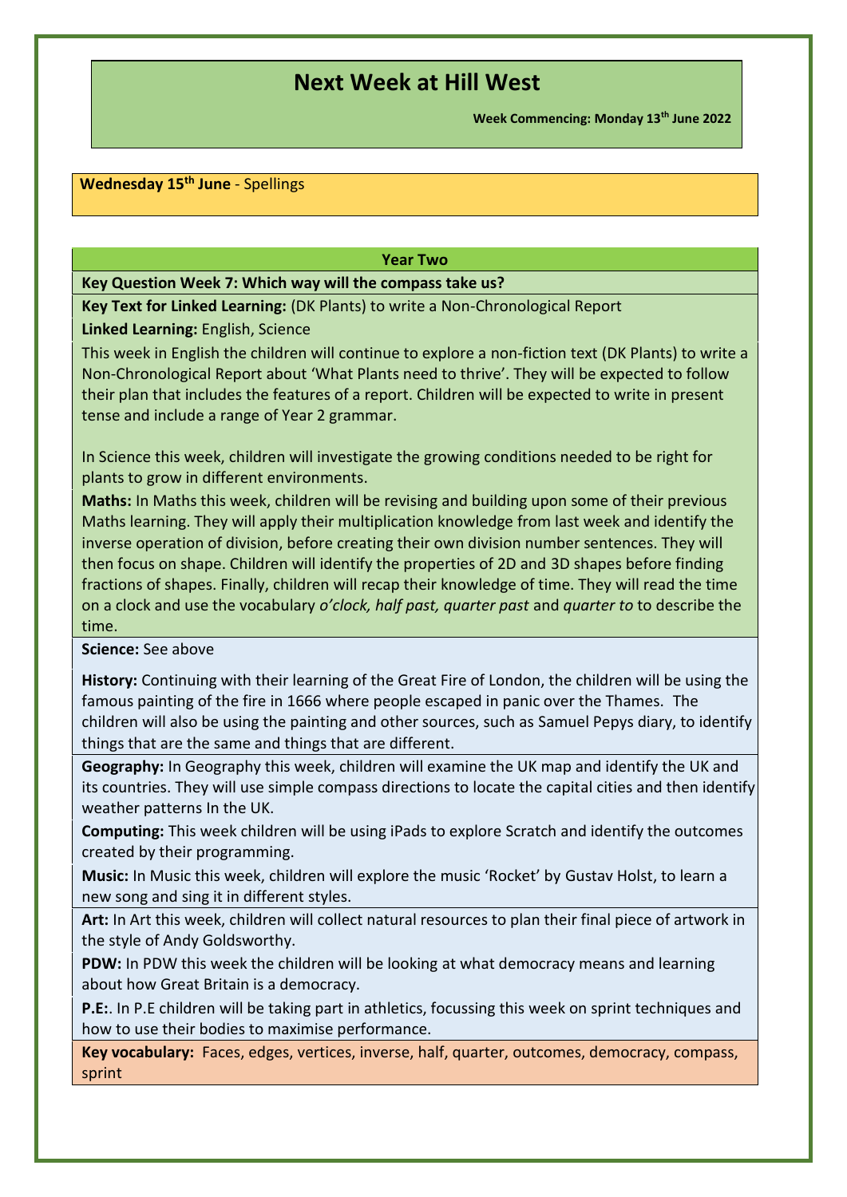# Next Week at Hill West

**Week Commencing: Monday 13th June 2022**

**Wednesday 15th June** - Spellings

## Year Two

**Key Question Week 7: Which way will the compass take us?**

**Key Text for Linked Learning:** (DK Plants) to write a Non-Chronological Report

**Linked Learning:** English, Science

This week in English the children will continue to explore a non-fiction text (DK Plants) to write a Non-Chronological Report about 'What Plants need to thrive'. They will be expected to follow their plan that includes the features of a report. Children will be expected to write in present tense and include a range of Year 2 grammar.

In Science this week, children will investigate the growing conditions needed to be right for plants to grow in different environments.

**Maths:** In Maths this week, children will be revising and building upon some of their previous Maths learning. They will apply their multiplication knowledge from last week and identify the inverse operation of division, before creating their own division number sentences. They will then focus on shape. Children will identify the properties of 2D and 3D shapes before finding fractions of shapes. Finally, children will recap their knowledge of time. They will read the time on a clock and use the vocabulary *o'clock, half past, quarter past* and *quarter to* to describe the time.

**Science:** See above

**History:** Continuing with their learning of the Great Fire of London, the children will be using the famous painting of the fire in 1666 where people escaped in panic over the Thames. The children will also be using the painting and other sources, such as Samuel Pepys diary, to identify things that are the same and things that are different.

**Geography:** In Geography this week, children will examine the UK map and identify the UK and its countries. They will use simple compass directions to locate the capital cities and then identify weather patterns In the UK.

**Computing:** This week children will be using iPads to explore Scratch and identify the outcomes created by their programming.

**Music:** In Music this week, children will explore the music 'Rocket' by Gustav Holst, to learn a new song and sing it in different styles.

**Art:** In Art this week, children will collect natural resources to plan their final piece of artwork in the style of Andy Goldsworthy.

**PDW:** In PDW this week the children will be looking at what democracy means and learning about how Great Britain is a democracy.

**P.E:**. In P.E children will be taking part in athletics, focussing this week on sprint techniques and how to use their bodies to maximise performance.

**Key vocabulary:** Faces, edges, vertices, inverse, half, quarter, outcomes, democracy, compass, sprint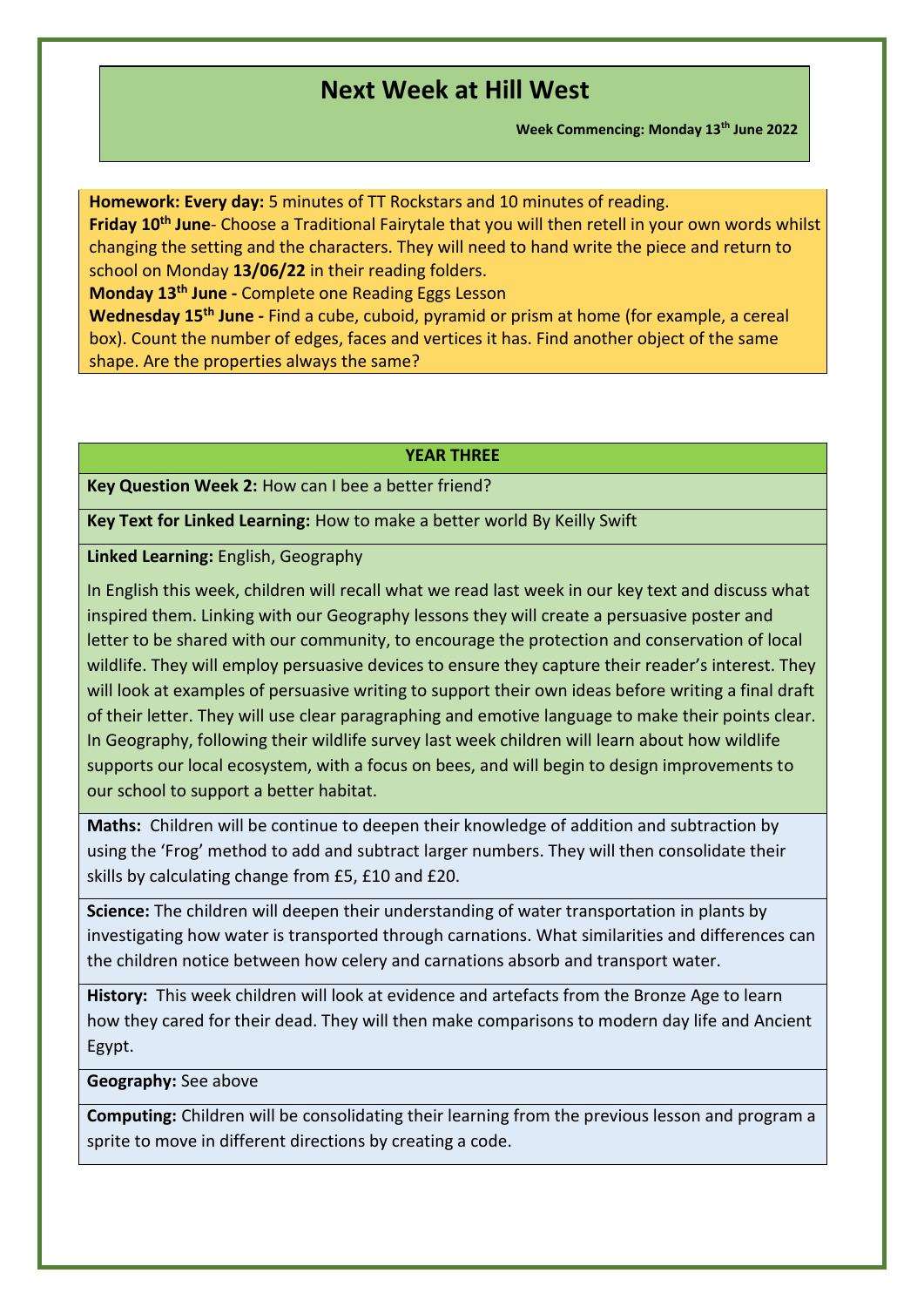# Next Week at Hill West

**Week Commencing: Monday 13th June 2022**

**Homework: Every day:** 5 minutes of TT Rockstars and 10 minutes of reading.
**Friday 10th June**- Choose a Traditional Fairytale that you will then retell in your own words whilst changing the setting and the characters. They will need to hand write the piece and return to school on Monday **13/06/22** in their reading folders.
**Monday 13th June -** Complete one Reading Eggs Lesson
**Wednesday 15th June -** Find a cube, cuboid, pyramid or prism at home (for example, a cereal box). Count the number of edges, faces and vertices it has. Find another object of the same shape. Are the properties always the same?

## YEAR THREE

**Key Question Week 2:** How can I bee a better friend?

**Key Text for Linked Learning:** How to make a better world By Keilly Swift

**Linked Learning:** English, Geography

In English this week, children will recall what we read last week in our key text and discuss what inspired them. Linking with our Geography lessons they will create a persuasive poster and letter to be shared with our community, to encourage the protection and conservation of local wildlife. They will employ persuasive devices to ensure they capture their reader's interest. They will look at examples of persuasive writing to support their own ideas before writing a final draft of their letter. They will use clear paragraphing and emotive language to make their points clear. In Geography, following their wildlife survey last week children will learn about how wildlife supports our local ecosystem, with a focus on bees, and will begin to design improvements to our school to support a better habitat.

**Maths:** Children will be continue to deepen their knowledge of addition and subtraction by using the 'Frog' method to add and subtract larger numbers. They will then consolidate their skills by calculating change from £5, £10 and £20.

**Science:** The children will deepen their understanding of water transportation in plants by investigating how water is transported through carnations. What similarities and differences can the children notice between how celery and carnations absorb and transport water.

**History:** This week children will look at evidence and artefacts from the Bronze Age to learn how they cared for their dead. They will then make comparisons to modern day life and Ancient Egypt.

**Geography:** See above

**Computing:** Children will be consolidating their learning from the previous lesson and program a sprite to move in different directions by creating a code.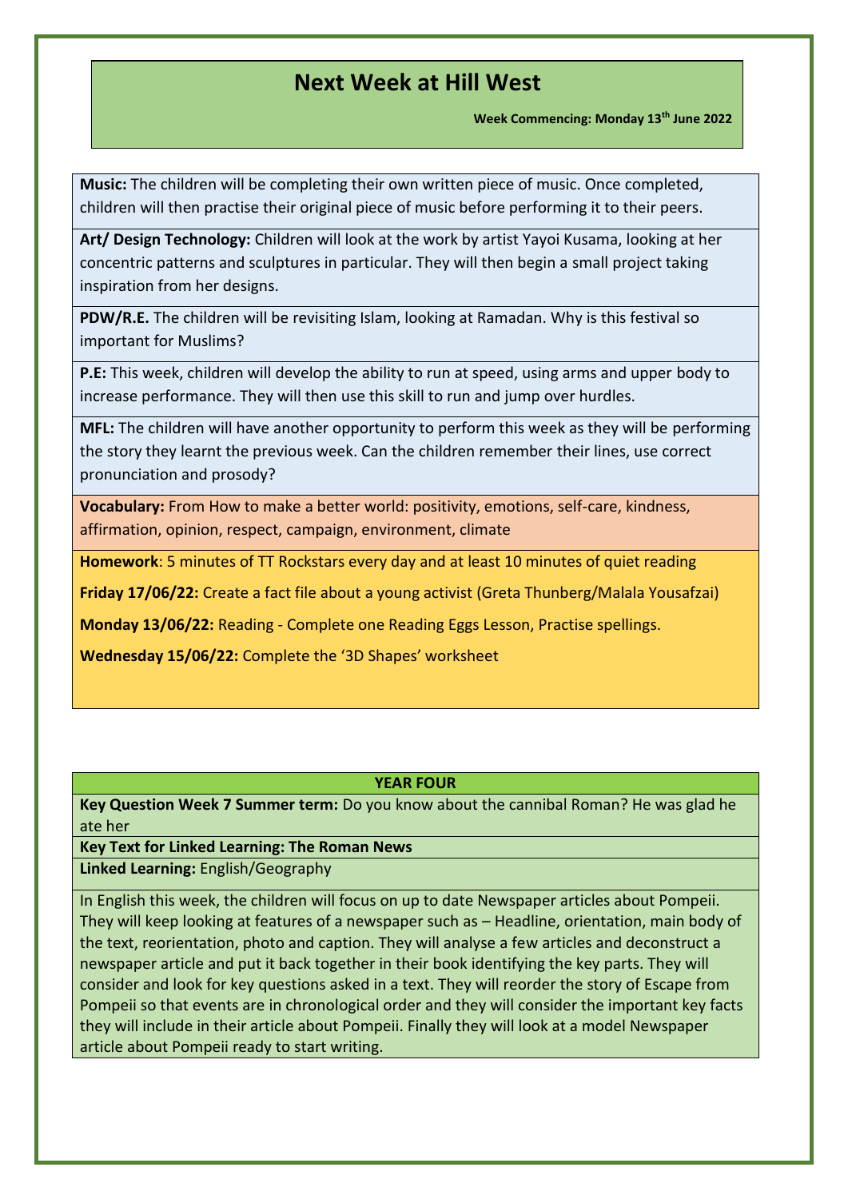# Next Week at Hill West

**Week Commencing: Monday 13th June 2022**

**Music:** The children will be completing their own written piece of music. Once completed, children will then practise their original piece of music before performing it to their peers.

**Art/ Design Technology:** Children will look at the work by artist Yayoi Kusama, looking at her concentric patterns and sculptures in particular. They will then begin a small project taking inspiration from her designs.

**PDW/R.E.** The children will be revisiting Islam, looking at Ramadan. Why is this festival so important for Muslims?

**P.E:** This week, children will develop the ability to run at speed, using arms and upper body to increase performance. They will then use this skill to run and jump over hurdles.

**MFL:** The children will have another opportunity to perform this week as they will be performing the story they learnt the previous week. Can the children remember their lines, use correct pronunciation and prosody?

**Vocabulary:** From How to make a better world: positivity, emotions, self-care, kindness, affirmation, opinion, respect, campaign, environment, climate

**Homework**: 5 minutes of TT Rockstars every day and at least 10 minutes of quiet reading

**Friday 17/06/22:** Create a fact file about a young activist (Greta Thunberg/Malala Yousafzai)

**Monday 13/06/22:** Reading - Complete one Reading Eggs Lesson, Practise spellings.

**Wednesday 15/06/22:** Complete the '3D Shapes' worksheet

## YEAR FOUR

**Key Question Week 7 Summer term:** Do you know about the cannibal Roman? He was glad he ate her

**Key Text for Linked Learning: The Roman News**

**Linked Learning:** English/Geography

In English this week, the children will focus on up to date Newspaper articles about Pompeii. They will keep looking at features of a newspaper such as – Headline, orientation, main body of the text, reorientation, photo and caption. They will analyse a few articles and deconstruct a newspaper article and put it back together in their book identifying the key parts. They will consider and look for key questions asked in a text. They will reorder the story of Escape from Pompeii so that events are in chronological order and they will consider the important key facts they will include in their article about Pompeii. Finally they will look at a model Newspaper article about Pompeii ready to start writing.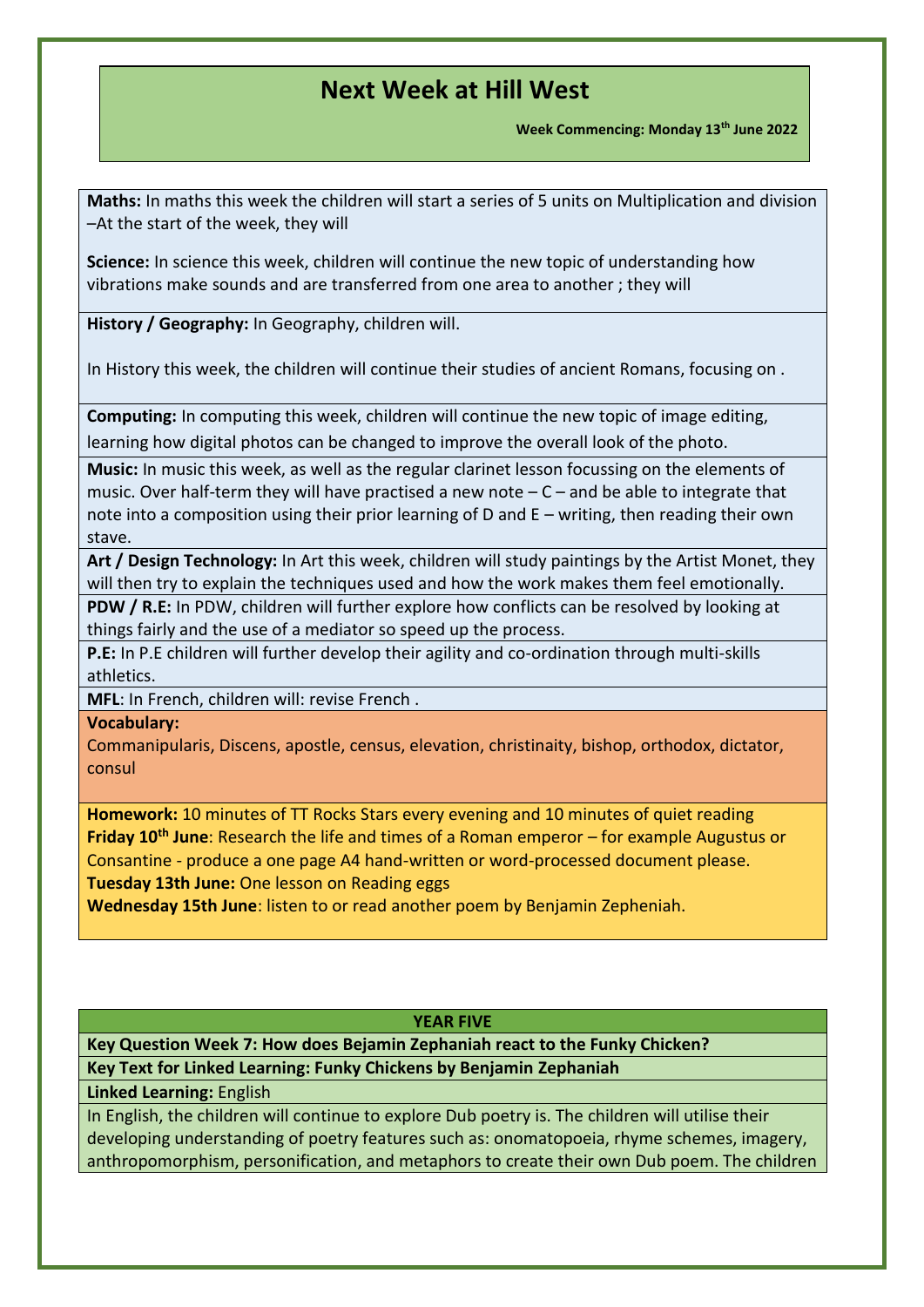# Next Week at Hill West

**Week Commencing: Monday 13th June 2022**

**Maths:** In maths this week the children will start a series of 5 units on Multiplication and division –At the start of the week, they will

**Science:** In science this week, children will continue the new topic of understanding how vibrations make sounds and are transferred from one area to another ; they will

**History / Geography:** In Geography, children will.

In History this week, the children will continue their studies of ancient Romans, focusing on .

**Computing:** In computing this week, children will continue the new topic of image editing, learning how digital photos can be changed to improve the overall look of the photo.

**Music:** In music this week, as well as the regular clarinet lesson focussing on the elements of music. Over half-term they will have practised a new note – C – and be able to integrate that note into a composition using their prior learning of D and E – writing, then reading their own stave.

**Art / Design Technology:** In Art this week, children will study paintings by the Artist Monet, they will then try to explain the techniques used and how the work makes them feel emotionally.

**PDW / R.E:** In PDW, children will further explore how conflicts can be resolved by looking at things fairly and the use of a mediator so speed up the process.

**P.E:** In P.E children will further develop their agility and co-ordination through multi-skills athletics.

**MFL**: In French, children will: revise French .

**Vocabulary:**

Commanipularis, Discens, apostle, census, elevation, christinaity, bishop, orthodox, dictator, consul

**Homework:** 10 minutes of TT Rocks Stars every evening and 10 minutes of quiet reading

**Friday 10th June**: Research the life and times of a Roman emperor – for example Augustus or Consantine - produce a one page A4 hand-written or word-processed document please.

**Tuesday 13th June:** One lesson on Reading eggs

**Wednesday 15th June**: listen to or read another poem by Benjamin Zepheniah.

**YEAR FIVE**

**Key Question Week 7: How does Bejamin Zephaniah react to the Funky Chicken?**

**Key Text for Linked Learning: Funky Chickens by Benjamin Zephaniah**

**Linked Learning:** English

In English, the children will continue to explore Dub poetry is. The children will utilise their developing understanding of poetry features such as: onomatopoeia, rhyme schemes, imagery, anthropomorphism, personification, and metaphors to create their own Dub poem. The children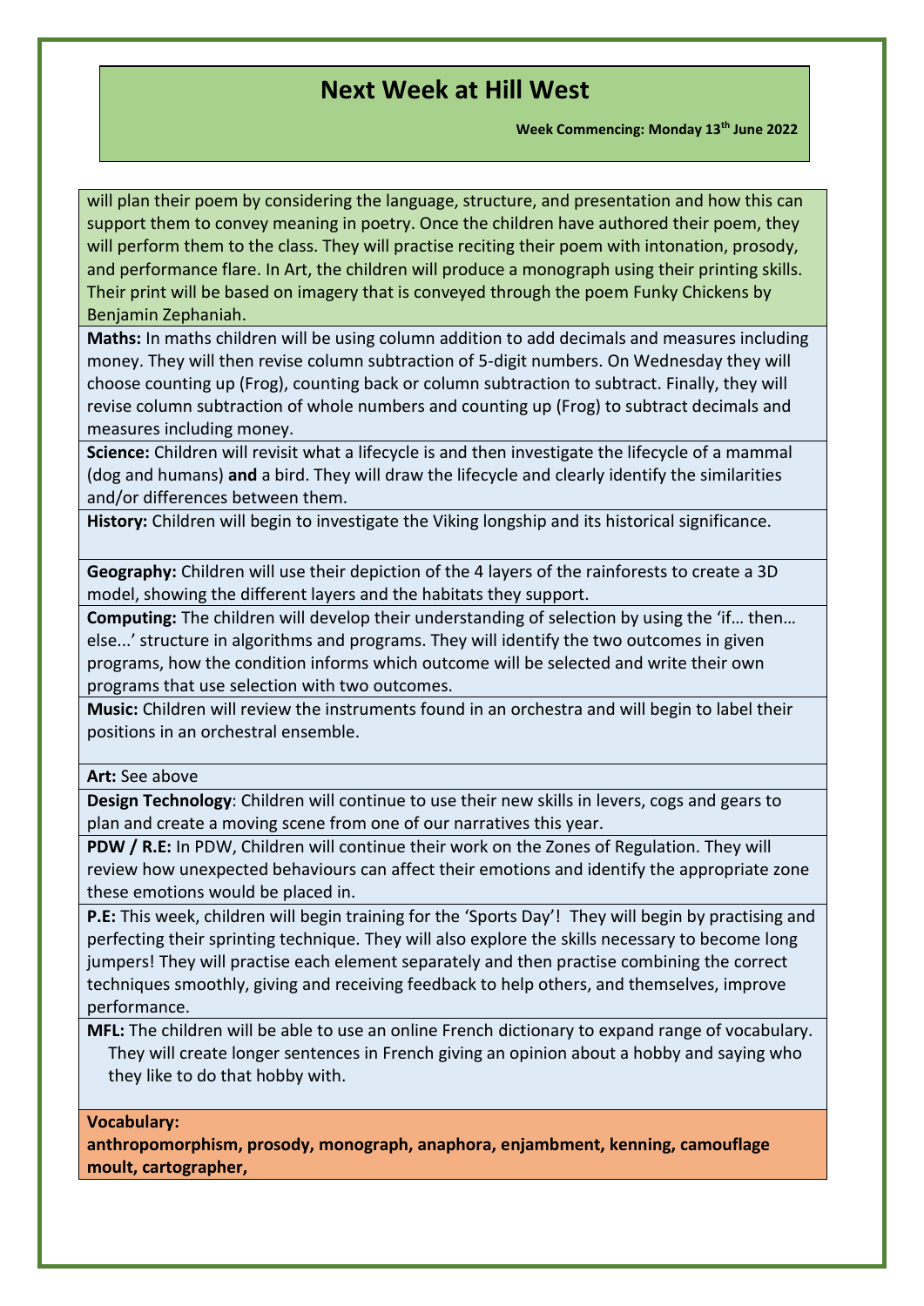# Next Week at Hill West

**Week Commencing: Monday 13th June 2022**

will plan their poem by considering the language, structure, and presentation and how this can support them to convey meaning in poetry. Once the children have authored their poem, they will perform them to the class. They will practise reciting their poem with intonation, prosody, and performance flare. In Art, the children will produce a monograph using their printing skills. Their print will be based on imagery that is conveyed through the poem Funky Chickens by Benjamin Zephaniah.

**Maths:** In maths children will be using column addition to add decimals and measures including money. They will then revise column subtraction of 5-digit numbers. On Wednesday they will choose counting up (Frog), counting back or column subtraction to subtract. Finally, they will revise column subtraction of whole numbers and counting up (Frog) to subtract decimals and measures including money.

**Science:** Children will revisit what a lifecycle is and then investigate the lifecycle of a mammal (dog and humans) **and** a bird. They will draw the lifecycle and clearly identify the similarities and/or differences between them.

**History:** Children will begin to investigate the Viking longship and its historical significance.

**Geography:** Children will use their depiction of the 4 layers of the rainforests to create a 3D model, showing the different layers and the habitats they support.

**Computing:** The children will develop their understanding of selection by using the 'if… then… else...' structure in algorithms and programs. They will identify the two outcomes in given programs, how the condition informs which outcome will be selected and write their own programs that use selection with two outcomes.

**Music:** Children will review the instruments found in an orchestra and will begin to label their positions in an orchestral ensemble.

**Art:** See above

**Design Technology**: Children will continue to use their new skills in levers, cogs and gears to plan and create a moving scene from one of our narratives this year.

**PDW / R.E:** In PDW, Children will continue their work on the Zones of Regulation. They will review how unexpected behaviours can affect their emotions and identify the appropriate zone these emotions would be placed in.

**P.E:** This week, children will begin training for the 'Sports Day'! They will begin by practising and perfecting their sprinting technique. They will also explore the skills necessary to become long jumpers! They will practise each element separately and then practise combining the correct techniques smoothly, giving and receiving feedback to help others, and themselves, improve performance.

**MFL:** The children will be able to use an online French dictionary to expand range of vocabulary. They will create longer sentences in French giving an opinion about a hobby and saying who they like to do that hobby with.

**Vocabulary:**
**anthropomorphism, prosody, monograph, anaphora, enjambment, kenning, camouflage moult, cartographer,**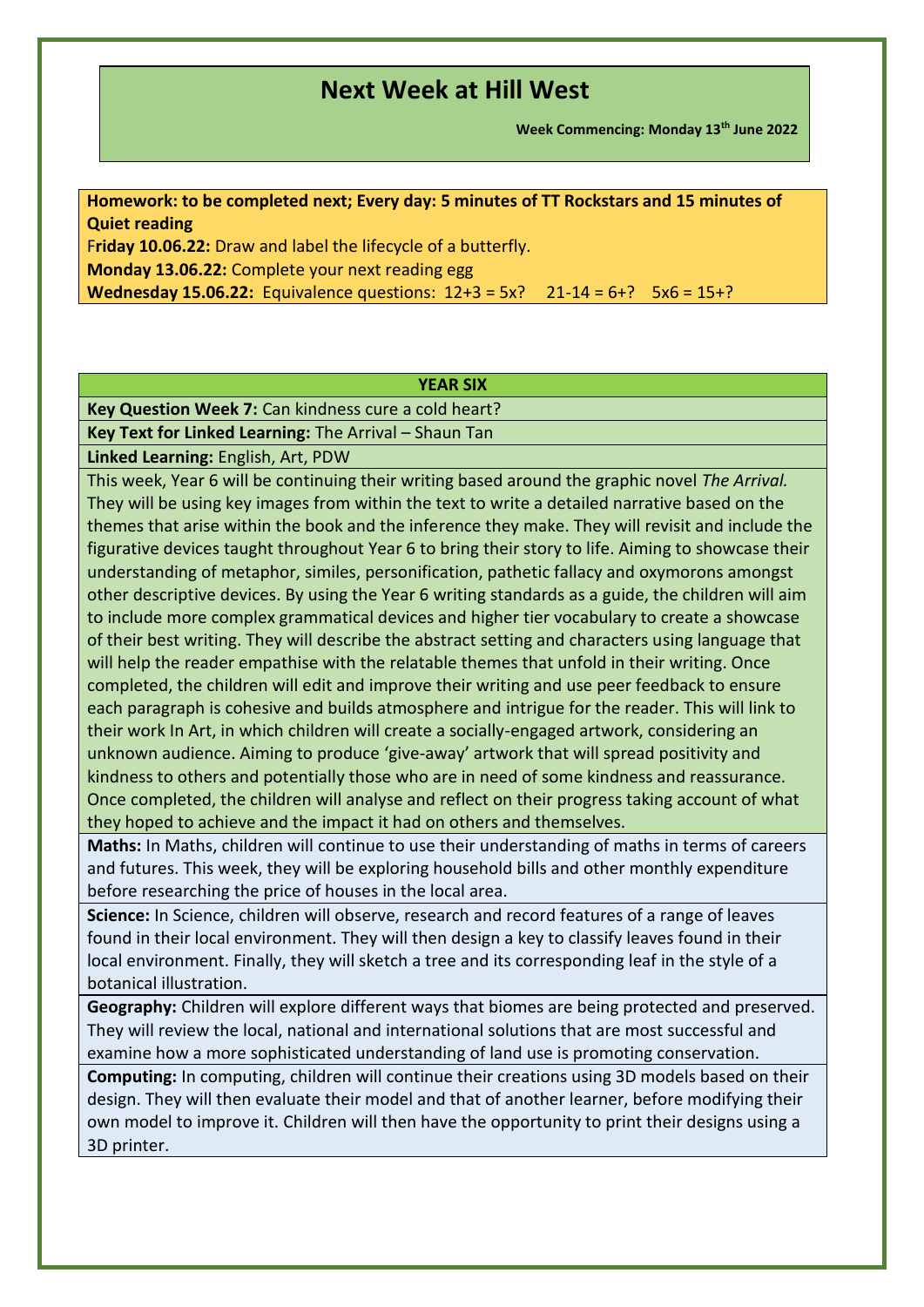# Next Week at Hill West

**Week Commencing: Monday 13th June 2022**

**Homework: to be completed next; Every day: 5 minutes of TT Rockstars and 15 minutes of Quiet reading**

F**riday 10.06.22:** Draw and label the lifecycle of a butterfly.

**Monday 13.06.22:** Complete your next reading egg

**Wednesday 15.06.22:** Equivalence questions: 12+3 = 5x?  21-14 = 6+?  5x6 = 15+?

**YEAR SIX**

**Key Question Week 7:** Can kindness cure a cold heart?

**Key Text for Linked Learning:** The Arrival – Shaun Tan

**Linked Learning:** English, Art, PDW

This week, Year 6 will be continuing their writing based around the graphic novel *The Arrival.* They will be using key images from within the text to write a detailed narrative based on the themes that arise within the book and the inference they make. They will revisit and include the figurative devices taught throughout Year 6 to bring their story to life. Aiming to showcase their understanding of metaphor, similes, personification, pathetic fallacy and oxymorons amongst other descriptive devices. By using the Year 6 writing standards as a guide, the children will aim to include more complex grammatical devices and higher tier vocabulary to create a showcase of their best writing. They will describe the abstract setting and characters using language that will help the reader empathise with the relatable themes that unfold in their writing. Once completed, the children will edit and improve their writing and use peer feedback to ensure each paragraph is cohesive and builds atmosphere and intrigue for the reader. This will link to their work In Art, in which children will create a socially-engaged artwork, considering an unknown audience. Aiming to produce 'give-away' artwork that will spread positivity and kindness to others and potentially those who are in need of some kindness and reassurance. Once completed, the children will analyse and reflect on their progress taking account of what they hoped to achieve and the impact it had on others and themselves.

**Maths:** In Maths, children will continue to use their understanding of maths in terms of careers and futures. This week, they will be exploring household bills and other monthly expenditure before researching the price of houses in the local area.

**Science:** In Science, children will observe, research and record features of a range of leaves found in their local environment. They will then design a key to classify leaves found in their local environment. Finally, they will sketch a tree and its corresponding leaf in the style of a botanical illustration.

**Geography:** Children will explore different ways that biomes are being protected and preserved. They will review the local, national and international solutions that are most successful and examine how a more sophisticated understanding of land use is promoting conservation.

**Computing:** In computing, children will continue their creations using 3D models based on their design. They will then evaluate their model and that of another learner, before modifying their own model to improve it. Children will then have the opportunity to print their designs using a 3D printer.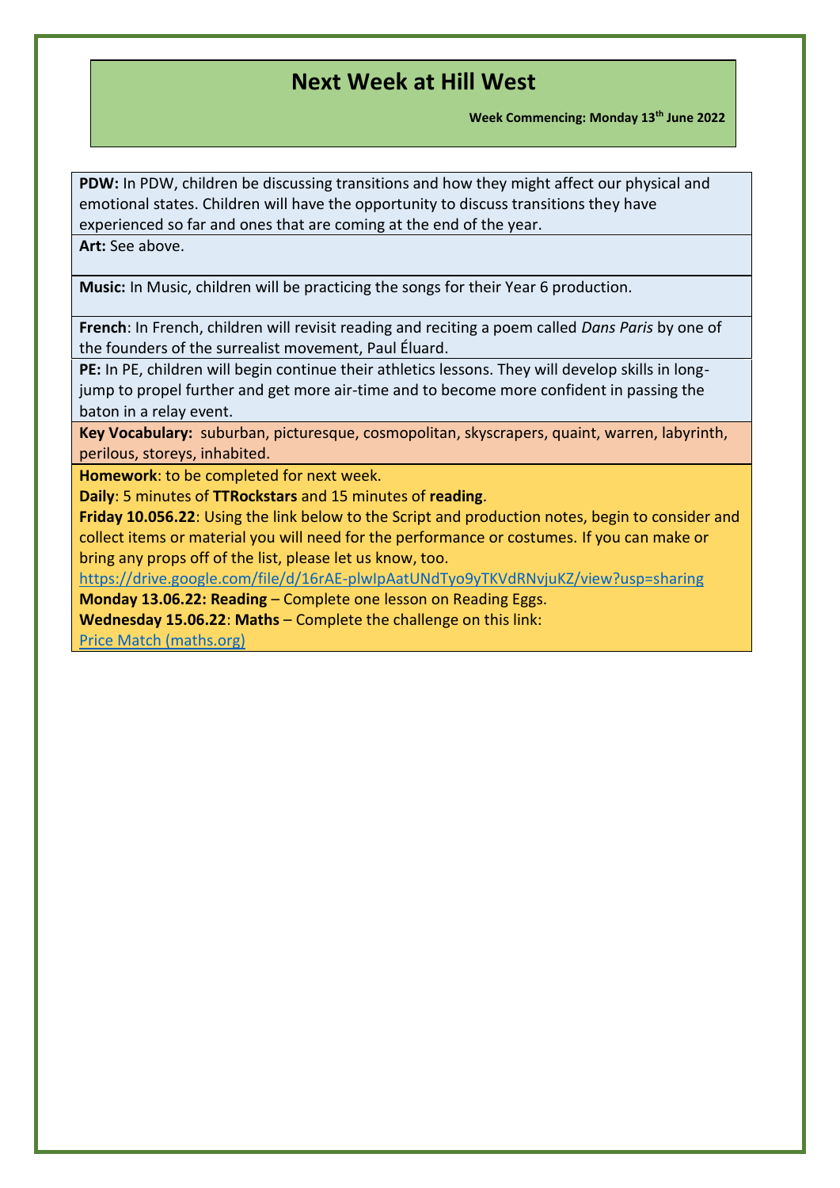# Next Week at Hill West

**Week Commencing: Monday 13th June 2022**

**PDW:** In PDW, children be discussing transitions and how they might affect our physical and emotional states. Children will have the opportunity to discuss transitions they have experienced so far and ones that are coming at the end of the year.

**Art:** See above.

**Music:** In Music, children will be practicing the songs for their Year 6 production.

**French**: In French, children will revisit reading and reciting a poem called *Dans Paris* by one of the founders of the surrealist movement, Paul Éluard.

**PE:** In PE, children will begin continue their athletics lessons. They will develop skills in long-jump to propel further and get more air-time and to become more confident in passing the baton in a relay event.

**Key Vocabulary:** suburban, picturesque, cosmopolitan, skyscrapers, quaint, warren, labyrinth, perilous, storeys, inhabited.

**Homework**: to be completed for next week.

**Daily**: 5 minutes of **TTRockstars** and 15 minutes of **reading**.

**Friday 10.056.22**: Using the link below to the Script and production notes, begin to consider and collect items or material you will need for the performance or costumes. If you can make or bring any props off of the list, please let us know, too.

https://drive.google.com/file/d/16rAE-plwIpAatUNdTyo9yTKVdRNvjuKZ/view?usp=sharing

**Monday 13.06.22: Reading** – Complete one lesson on Reading Eggs.

**Wednesday 15.06.22**: **Maths** – Complete the challenge on this link:

Price Match (maths.org)